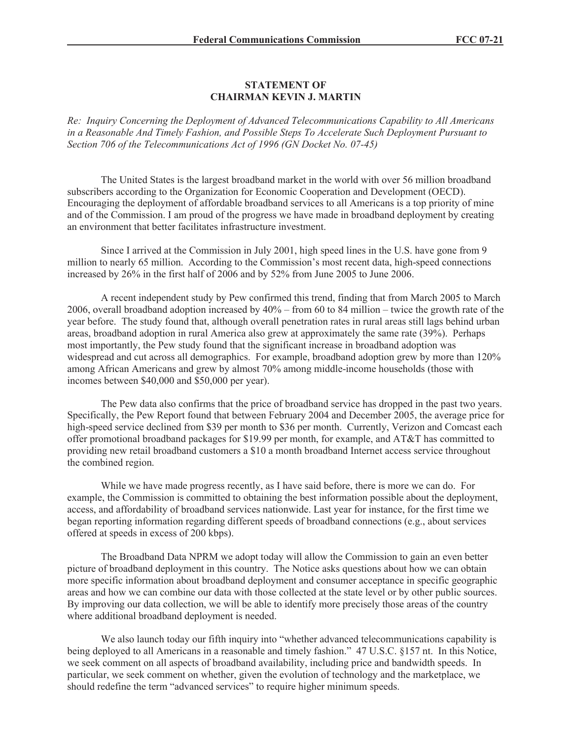**STATEMENT OF**
**CHAIRMAN KEVIN J. MARTIN**

*Re: Inquiry Concerning the Deployment of Advanced Telecommunications Capability to All Americans in a Reasonable And Timely Fashion, and Possible Steps To Accelerate Such Deployment Pursuant to Section 706 of the Telecommunications Act of 1996 (GN Docket No. 07-45)*

The United States is the largest broadband market in the world with over 56 million broadband subscribers according to the Organization for Economic Cooperation and Development (OECD). Encouraging the deployment of affordable broadband services to all Americans is a top priority of mine and of the Commission. I am proud of the progress we have made in broadband deployment by creating an environment that better facilitates infrastructure investment.

Since I arrived at the Commission in July 2001, high speed lines in the U.S. have gone from 9 million to nearly 65 million. According to the Commission's most recent data, high-speed connections increased by 26% in the first half of 2006 and by 52% from June 2005 to June 2006.

A recent independent study by Pew confirmed this trend, finding that from March 2005 to March 2006, overall broadband adoption increased by 40% – from 60 to 84 million – twice the growth rate of the year before. The study found that, although overall penetration rates in rural areas still lags behind urban areas, broadband adoption in rural America also grew at approximately the same rate (39%). Perhaps most importantly, the Pew study found that the significant increase in broadband adoption was widespread and cut across all demographics. For example, broadband adoption grew by more than 120% among African Americans and grew by almost 70% among middle-income households (those with incomes between $40,000 and $50,000 per year).

The Pew data also confirms that the price of broadband service has dropped in the past two years. Specifically, the Pew Report found that between February 2004 and December 2005, the average price for high-speed service declined from $39 per month to $36 per month. Currently, Verizon and Comcast each offer promotional broadband packages for $19.99 per month, for example, and AT&T has committed to providing new retail broadband customers a $10 a month broadband Internet access service throughout the combined region.

While we have made progress recently, as I have said before, there is more we can do. For example, the Commission is committed to obtaining the best information possible about the deployment, access, and affordability of broadband services nationwide. Last year for instance, for the first time we began reporting information regarding different speeds of broadband connections (e.g., about services offered at speeds in excess of 200 kbps).

The Broadband Data NPRM we adopt today will allow the Commission to gain an even better picture of broadband deployment in this country. The Notice asks questions about how we can obtain more specific information about broadband deployment and consumer acceptance in specific geographic areas and how we can combine our data with those collected at the state level or by other public sources. By improving our data collection, we will be able to identify more precisely those areas of the country where additional broadband deployment is needed.

We also launch today our fifth inquiry into "whether advanced telecommunications capability is being deployed to all Americans in a reasonable and timely fashion." 47 U.S.C. §157 nt. In this Notice, we seek comment on all aspects of broadband availability, including price and bandwidth speeds. In particular, we seek comment on whether, given the evolution of technology and the marketplace, we should redefine the term "advanced services" to require higher minimum speeds.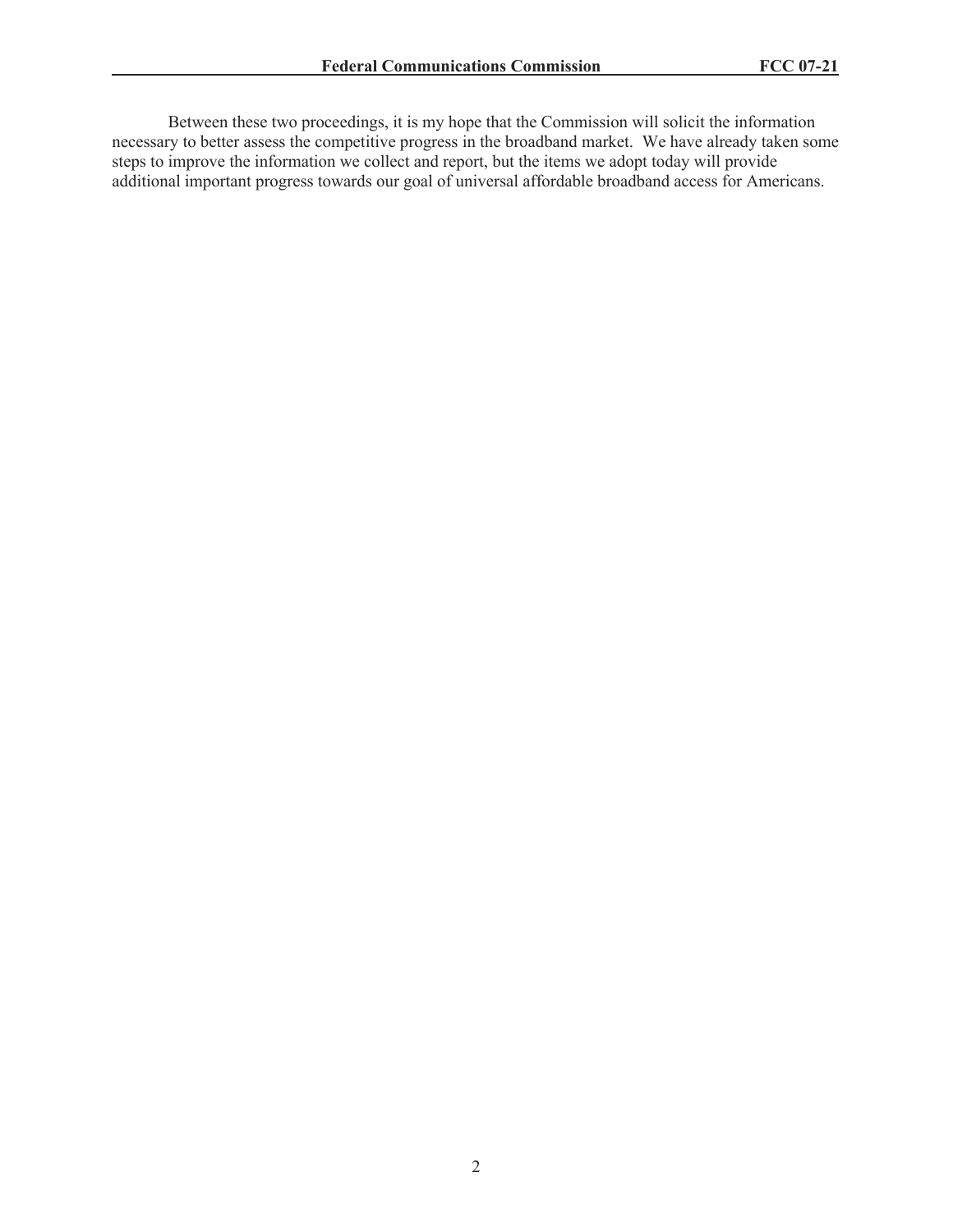Between these two proceedings, it is my hope that the Commission will solicit the information necessary to better assess the competitive progress in the broadband market. We have already taken some steps to improve the information we collect and report, but the items we adopt today will provide additional important progress towards our goal of universal affordable broadband access for Americans.